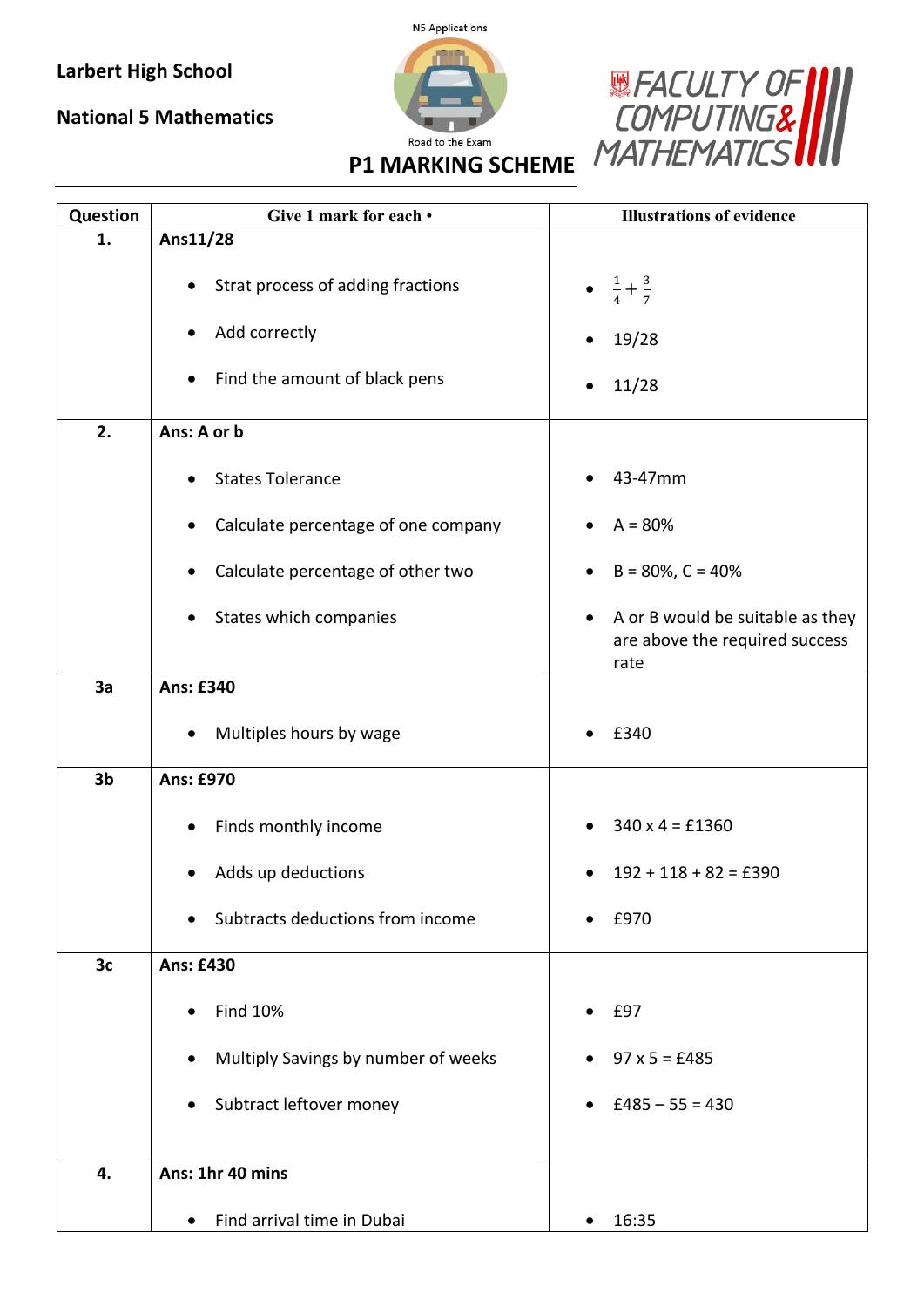Larbert High School

National 5 Mathematics

N5 Applications

Road to the Exam

FACULTY OF COMPUTING & MATHEMATICS

# P1 MARKING SCHEME

| Question | Give 1 mark for each • | Illustrations of evidence |
|---|---|---|
| **1.** | **Ans11/28**<br>• Strat process of adding fractions<br>• Add correctly<br>• Find the amount of black pens | • $\frac{1}{4}+\frac{3}{7}$<br>• 19/28<br>• 11/28 |
| **2.** | **Ans: A or b**<br>• States Tolerance<br>• Calculate percentage of one company<br>• Calculate percentage of other two<br>• States which companies | • 43-47mm<br>• A = 80%<br>• B = 80%, C = 40%<br>• A or B would be suitable as they are above the required success rate |
| **3a** | **Ans: £340**<br>• Multiples hours by wage | • £340 |
| **3b** | **Ans: £970**<br>• Finds monthly income<br>• Adds up deductions<br>• Subtracts deductions from income | • 340 x 4 = £1360<br>• 192 + 118 + 82 = £390<br>• £970 |
| **3c** | **Ans: £430**<br>• Find 10%<br>• Multiply Savings by number of weeks<br>• Subtract leftover money | • £97<br>• 97 x 5 = £485<br>• £485 – 55 = 430 |
| **4.** | **Ans: 1hr 40 mins**<br>• Find arrival time in Dubai | • 16:35 |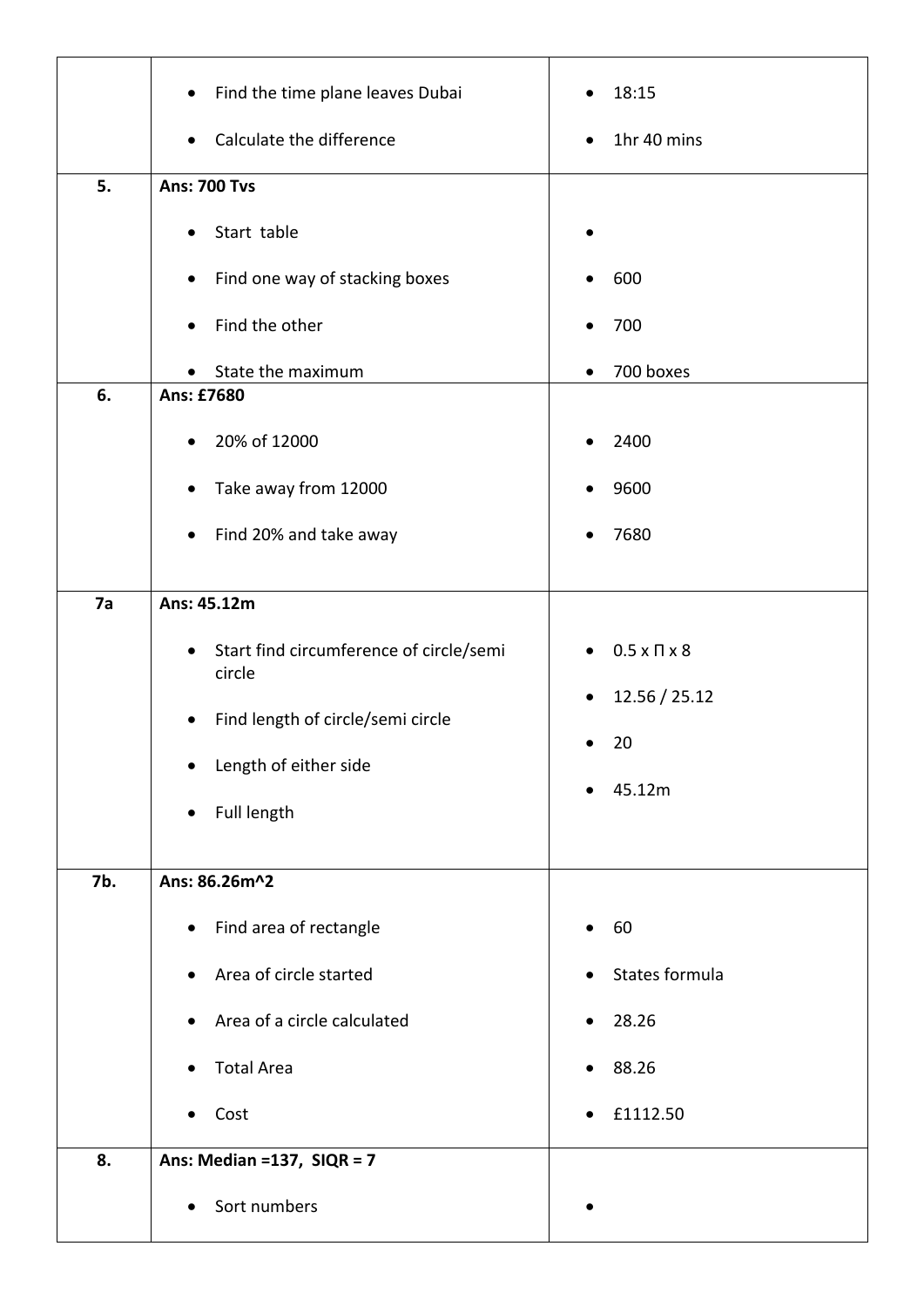| | | |
|---|---|---|
| | • Find the time plane leaves Dubai<br>• Calculate the difference | • 18:15<br>• 1hr 40 mins |
| **5.** | **Ans: 700 Tvs**<br>• Start table<br>• Find one way of stacking boxes<br>• Find the other<br>• State the maximum | •<br>• 600<br>• 700<br>• 700 boxes |
| **6.** | **Ans: £7680**<br>• 20% of 12000<br>• Take away from 12000<br>• Find 20% and take away | • 2400<br>• 9600<br>• 7680 |
| **7a** | **Ans: 45.12m**<br>• Start find circumference of circle/semi circle<br>• Find length of circle/semi circle<br>• Length of either side<br>• Full length | • 0.5 x Π x 8<br>• 12.56 / 25.12<br>• 20<br>• 45.12m |
| **7b.** | **Ans: 86.26m^2**<br>• Find area of rectangle<br>• Area of circle started<br>• Area of a circle calculated<br>• Total Area<br>• Cost | • 60<br>• States formula<br>• 28.26<br>• 88.26<br>• £1112.50 |
| **8.** | **Ans: Median =137, SIQR = 7**<br>• Sort numbers | • |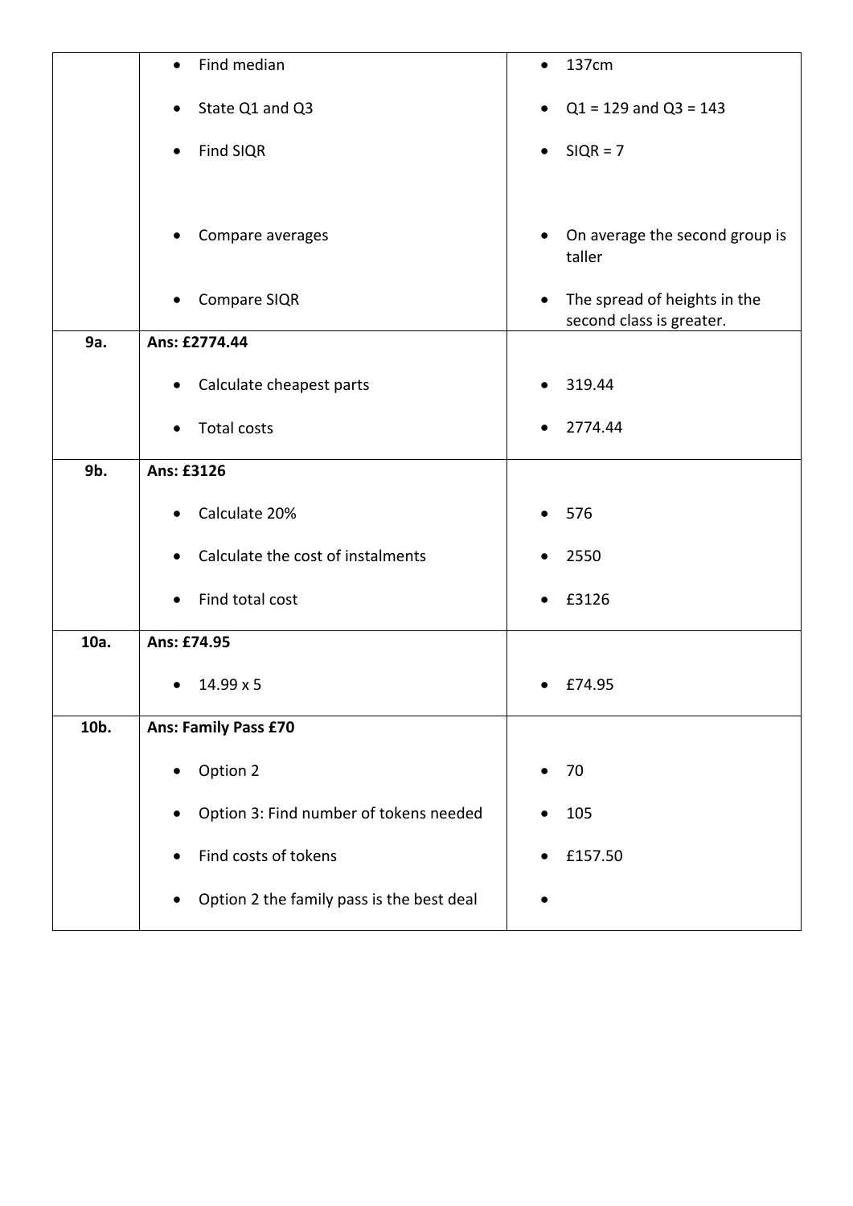| | | |
|---|---|---|
| | • Find median<br><br>• State Q1 and Q3<br><br>• Find SIQR<br><br>• Compare averages<br><br>• Compare SIQR | • 137cm<br><br>• Q1 = 129 and Q3 = 143<br><br>• SIQR = 7<br><br>• On average the second group is taller<br><br>• The spread of heights in the second class is greater. |
| **9a.** | **Ans: £2774.44**<br><br>• Calculate cheapest parts<br><br>• Total costs | <br><br>• 319.44<br><br>• 2774.44 |
| **9b.** | **Ans: £3126**<br><br>• Calculate 20%<br><br>• Calculate the cost of instalments<br><br>• Find total cost | <br><br>• 576<br><br>• 2550<br><br>• £3126 |
| **10a.** | **Ans: £74.95**<br><br>• 14.99 x 5 | <br><br>• £74.95 |
| **10b.** | **Ans: Family Pass £70**<br><br>• Option 2<br><br>• Option 3: Find number of tokens needed<br><br>• Find costs of tokens<br><br>• Option 2 the family pass is the best deal | <br><br>• 70<br><br>• 105<br><br>• £157.50<br><br>• |